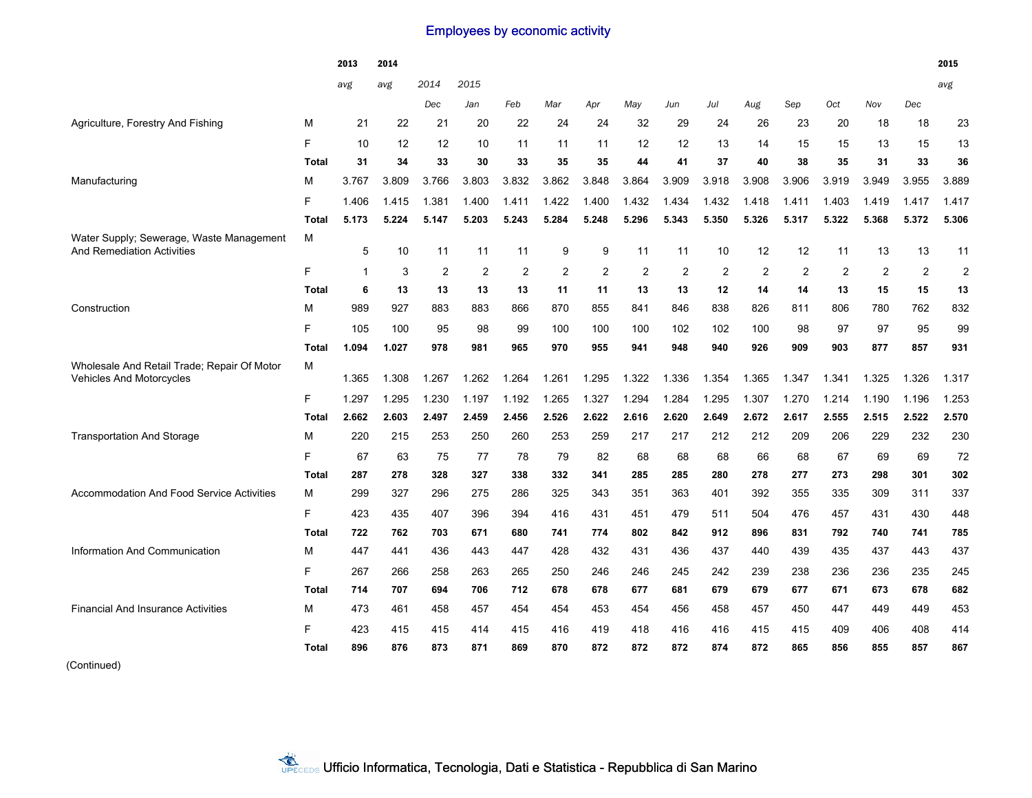## Employees by economic activity

| | | 2013 avg | 2014 avg | 2014 Dec | 2015 Jan | Feb | Mar | Apr | May | Jun | Jul | Aug | Sep | Oct | Nov | Dec | 2015 avg |
|---|---|---|---|---|---|---|---|---|---|---|---|---|---|---|---|---|---|
| Agriculture, Forestry And Fishing | M | 21 | 22 | 21 | 20 | 22 | 24 | 24 | 32 | 29 | 24 | 26 | 23 | 20 | 18 | 18 | 23 |
| | F | 10 | 12 | 12 | 10 | 11 | 11 | 11 | 12 | 12 | 13 | 14 | 15 | 15 | 13 | 15 | 13 |
| | **Total** | **31** | **34** | **33** | **30** | **33** | **35** | **35** | **44** | **41** | **37** | **40** | **38** | **35** | **31** | **33** | **36** |
| Manufacturing | M | 3.767 | 3.809 | 3.766 | 3.803 | 3.832 | 3.862 | 3.848 | 3.864 | 3.909 | 3.918 | 3.908 | 3.906 | 3.919 | 3.949 | 3.955 | 3.889 |
| | F | 1.406 | 1.415 | 1.381 | 1.400 | 1.411 | 1.422 | 1.400 | 1.432 | 1.434 | 1.432 | 1.418 | 1.411 | 1.403 | 1.419 | 1.417 | 1.417 |
| | **Total** | **5.173** | **5.224** | **5.147** | **5.203** | **5.243** | **5.284** | **5.248** | **5.296** | **5.343** | **5.350** | **5.326** | **5.317** | **5.322** | **5.368** | **5.372** | **5.306** |
| Water Supply; Sewerage, Waste Management And Remediation Activities | M | 5 | 10 | 11 | 11 | 11 | 9 | 9 | 11 | 11 | 10 | 12 | 12 | 11 | 13 | 13 | 11 |
| | F | 1 | 3 | 2 | 2 | 2 | 2 | 2 | 2 | 2 | 2 | 2 | 2 | 2 | 2 | 2 | 2 |
| | **Total** | **6** | **13** | **13** | **13** | **13** | **11** | **11** | **13** | **13** | **12** | **14** | **14** | **13** | **15** | **15** | **13** |
| Construction | M | 989 | 927 | 883 | 883 | 866 | 870 | 855 | 841 | 846 | 838 | 826 | 811 | 806 | 780 | 762 | 832 |
| | F | 105 | 100 | 95 | 98 | 99 | 100 | 100 | 100 | 102 | 102 | 100 | 98 | 97 | 97 | 95 | 99 |
| | **Total** | **1.094** | **1.027** | **978** | **981** | **965** | **970** | **955** | **941** | **948** | **940** | **926** | **909** | **903** | **877** | **857** | **931** |
| Wholesale And Retail Trade; Repair Of Motor Vehicles And Motorcycles | M | 1.365 | 1.308 | 1.267 | 1.262 | 1.264 | 1.261 | 1.295 | 1.322 | 1.336 | 1.354 | 1.365 | 1.347 | 1.341 | 1.325 | 1.326 | 1.317 |
| | F | 1.297 | 1.295 | 1.230 | 1.197 | 1.192 | 1.265 | 1.327 | 1.294 | 1.284 | 1.295 | 1.307 | 1.270 | 1.214 | 1.190 | 1.196 | 1.253 |
| | **Total** | **2.662** | **2.603** | **2.497** | **2.459** | **2.456** | **2.526** | **2.622** | **2.616** | **2.620** | **2.649** | **2.672** | **2.617** | **2.555** | **2.515** | **2.522** | **2.570** |
| Transportation And Storage | M | 220 | 215 | 253 | 250 | 260 | 253 | 259 | 217 | 217 | 212 | 212 | 209 | 206 | 229 | 232 | 230 |
| | F | 67 | 63 | 75 | 77 | 78 | 79 | 82 | 68 | 68 | 68 | 66 | 68 | 67 | 69 | 69 | 72 |
| | **Total** | **287** | **278** | **328** | **327** | **338** | **332** | **341** | **285** | **285** | **280** | **278** | **277** | **273** | **298** | **301** | **302** |
| Accommodation And Food Service Activities | M | 299 | 327 | 296 | 275 | 286 | 325 | 343 | 351 | 363 | 401 | 392 | 355 | 335 | 309 | 311 | 337 |
| | F | 423 | 435 | 407 | 396 | 394 | 416 | 431 | 451 | 479 | 511 | 504 | 476 | 457 | 431 | 430 | 448 |
| | **Total** | **722** | **762** | **703** | **671** | **680** | **741** | **774** | **802** | **842** | **912** | **896** | **831** | **792** | **740** | **741** | **785** |
| Information And Communication | M | 447 | 441 | 436 | 443 | 447 | 428 | 432 | 431 | 436 | 437 | 440 | 439 | 435 | 437 | 443 | 437 |
| | F | 267 | 266 | 258 | 263 | 265 | 250 | 246 | 246 | 245 | 242 | 239 | 238 | 236 | 236 | 235 | 245 |
| | **Total** | **714** | **707** | **694** | **706** | **712** | **678** | **678** | **677** | **681** | **679** | **679** | **677** | **671** | **673** | **678** | **682** |
| Financial And Insurance Activities | M | 473 | 461 | 458 | 457 | 454 | 454 | 453 | 454 | 456 | 458 | 457 | 450 | 447 | 449 | 449 | 453 |
| | F | 423 | 415 | 415 | 414 | 415 | 416 | 419 | 418 | 416 | 416 | 415 | 415 | 409 | 406 | 408 | 414 |
| | **Total** | **896** | **876** | **873** | **871** | **869** | **870** | **872** | **872** | **872** | **874** | **872** | **865** | **856** | **855** | **857** | **867** |

(Continued)

Ufficio Informatica, Tecnologia, Dati e Statistica - Repubblica di San Marino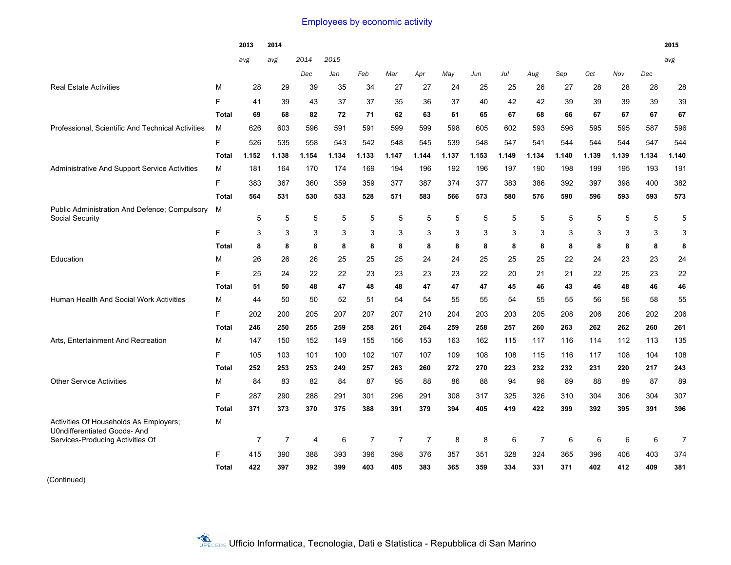## Employees by economic activity

| | | 2013 | 2014 | | | | | | | | | | | | | | 2015 |
|---|---|---|---|---|---|---|---|---|---|---|---|---|---|---|---|---|---|
| | | *avg* | *avg* | *2014* | *2015* | | | | | | | | | | | | *avg* |
| | | | | *Dec* | *Jan* | *Feb* | *Mar* | *Apr* | *May* | *Jun* | *Jul* | *Aug* | *Sep* | *Oct* | *Nov* | *Dec* | |
| Real Estate Activities | M | 28 | 29 | 39 | 35 | 34 | 27 | 27 | 24 | 25 | 25 | 26 | 27 | 28 | 28 | 28 | 28 |
| | F | 41 | 39 | 43 | 37 | 37 | 35 | 36 | 37 | 40 | 42 | 42 | 39 | 39 | 39 | 39 | 39 |
| | **Total** | **69** | **68** | **82** | **72** | **71** | **62** | **63** | **61** | **65** | **67** | **68** | **66** | **67** | **67** | **67** | **67** |
| Professional, Scientific And Technical Activities | M | 626 | 603 | 596 | 591 | 591 | 599 | 599 | 598 | 605 | 602 | 593 | 596 | 595 | 595 | 587 | 596 |
| | F | 526 | 535 | 558 | 543 | 542 | 548 | 545 | 539 | 548 | 547 | 541 | 544 | 544 | 544 | 547 | 544 |
| | **Total** | **1.152** | **1.138** | **1.154** | **1.134** | **1.133** | **1.147** | **1.144** | **1.137** | **1.153** | **1.149** | **1.134** | **1.140** | **1.139** | **1.139** | **1.134** | **1.140** |
| Administrative And Support Service Activities | M | 181 | 164 | 170 | 174 | 169 | 194 | 196 | 192 | 196 | 197 | 190 | 198 | 199 | 195 | 193 | 191 |
| | F | 383 | 367 | 360 | 359 | 359 | 377 | 387 | 374 | 377 | 383 | 386 | 392 | 397 | 398 | 400 | 382 |
| | **Total** | **564** | **531** | **530** | **533** | **528** | **571** | **583** | **566** | **573** | **580** | **576** | **590** | **596** | **593** | **593** | **573** |
| Public Administration And Defence; Compulsory Social Security | M | 5 | 5 | 5 | 5 | 5 | 5 | 5 | 5 | 5 | 5 | 5 | 5 | 5 | 5 | 5 | 5 |
| | F | 3 | 3 | 3 | 3 | 3 | 3 | 3 | 3 | 3 | 3 | 3 | 3 | 3 | 3 | 3 | 3 |
| | **Total** | **8** | **8** | **8** | **8** | **8** | **8** | **8** | **8** | **8** | **8** | **8** | **8** | **8** | **8** | **8** | **8** |
| Education | M | 26 | 26 | 26 | 25 | 25 | 25 | 24 | 24 | 25 | 25 | 25 | 22 | 24 | 23 | 23 | 24 |
| | F | 25 | 24 | 22 | 22 | 23 | 23 | 23 | 23 | 22 | 20 | 21 | 21 | 22 | 25 | 23 | 22 |
| | **Total** | **51** | **50** | **48** | **47** | **48** | **48** | **47** | **47** | **47** | **45** | **46** | **43** | **46** | **48** | **46** | **46** |
| Human Health And Social Work Activities | M | 44 | 50 | 50 | 52 | 51 | 54 | 54 | 55 | 55 | 54 | 55 | 55 | 56 | 56 | 58 | 55 |
| | F | 202 | 200 | 205 | 207 | 207 | 207 | 210 | 204 | 203 | 203 | 205 | 208 | 206 | 206 | 202 | 206 |
| | **Total** | **246** | **250** | **255** | **259** | **258** | **261** | **264** | **259** | **258** | **257** | **260** | **263** | **262** | **262** | **260** | **261** |
| Arts, Entertainment And Recreation | M | 147 | 150 | 152 | 149 | 155 | 156 | 153 | 163 | 162 | 115 | 117 | 116 | 114 | 112 | 113 | 135 |
| | F | 105 | 103 | 101 | 100 | 102 | 107 | 107 | 109 | 108 | 108 | 115 | 116 | 117 | 108 | 104 | 108 |
| | **Total** | **252** | **253** | **253** | **249** | **257** | **263** | **260** | **272** | **270** | **223** | **232** | **232** | **231** | **220** | **217** | **243** |
| Other Service Activities | M | 84 | 83 | 82 | 84 | 87 | 95 | 88 | 86 | 88 | 94 | 96 | 89 | 88 | 89 | 87 | 89 |
| | F | 287 | 290 | 288 | 291 | 301 | 296 | 291 | 308 | 317 | 325 | 326 | 310 | 304 | 306 | 304 | 307 |
| | **Total** | **371** | **373** | **370** | **375** | **388** | **391** | **379** | **394** | **405** | **419** | **422** | **399** | **392** | **395** | **391** | **396** |
| Activities Of Households As Employers; U0ndifferentiated Goods- And Services-Producing Activities Of | M | 7 | 7 | 4 | 6 | 7 | 7 | 7 | 8 | 8 | 6 | 7 | 6 | 6 | 6 | 6 | 7 |
| | F | 415 | 390 | 388 | 393 | 396 | 398 | 376 | 357 | 351 | 328 | 324 | 365 | 396 | 406 | 403 | 374 |
| | **Total** | **422** | **397** | **392** | **399** | **403** | **405** | **383** | **365** | **359** | **334** | **331** | **371** | **402** | **412** | **409** | **381** |

(Continued)

Ufficio Informatica, Tecnologia, Dati e Statistica - Repubblica di San Marino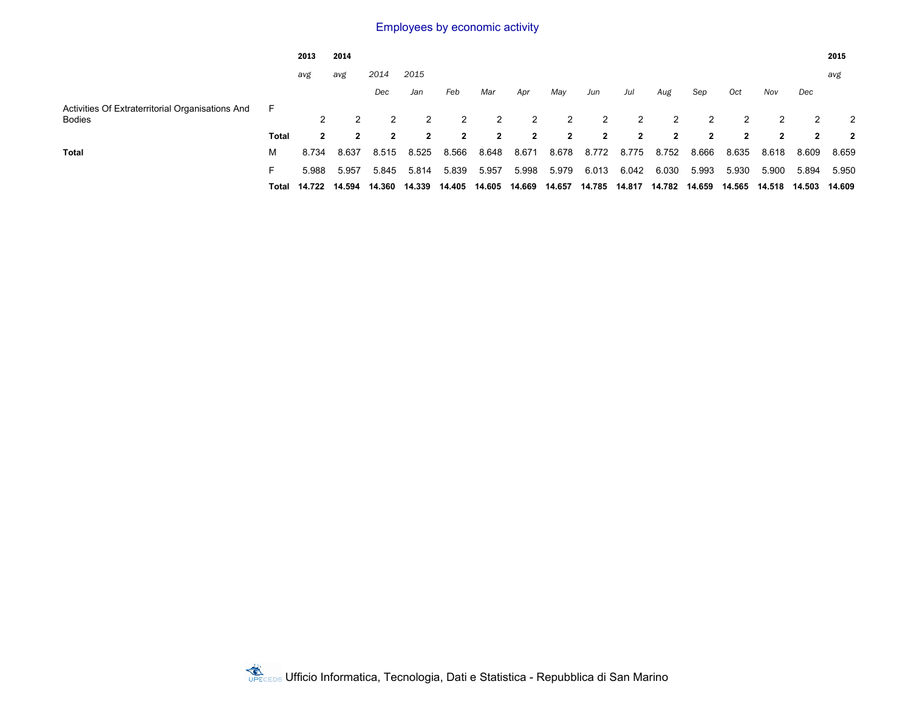## Employees by economic activity

| | | 2013 | 2014 | | | | | | | | | | | | | | 2015 |
|---|---|---|---|---|---|---|---|---|---|---|---|---|---|---|---|---|---|
| | | *avg* | *avg* | *2014* | *2015* | | | | | | | | | | | | *avg* |
| | | | | *Dec* | *Jan* | *Feb* | *Mar* | *Apr* | *May* | *Jun* | *Jul* | *Aug* | *Sep* | *Oct* | *Nov* | *Dec* | |
| Activities Of Extraterritorial Organisations And Bodies | F | 2 | 2 | 2 | 2 | 2 | 2 | 2 | 2 | 2 | 2 | 2 | 2 | 2 | 2 | 2 | 2 |
| | **Total** | **2** | **2** | **2** | **2** | **2** | **2** | **2** | **2** | **2** | **2** | **2** | **2** | **2** | **2** | **2** | **2** |
| **Total** | M | 8.734 | 8.637 | 8.515 | 8.525 | 8.566 | 8.648 | 8.671 | 8.678 | 8.772 | 8.775 | 8.752 | 8.666 | 8.635 | 8.618 | 8.609 | 8.659 |
| | F | 5.988 | 5.957 | 5.845 | 5.814 | 5.839 | 5.957 | 5.998 | 5.979 | 6.013 | 6.042 | 6.030 | 5.993 | 5.930 | 5.900 | 5.894 | 5.950 |
| | **Total** | **14.722** | **14.594** | **14.360** | **14.339** | **14.405** | **14.605** | **14.669** | **14.657** | **14.785** | **14.817** | **14.782** | **14.659** | **14.565** | **14.518** | **14.503** | **14.609** |

Ufficio Informatica, Tecnologia, Dati e Statistica - Repubblica di San Marino